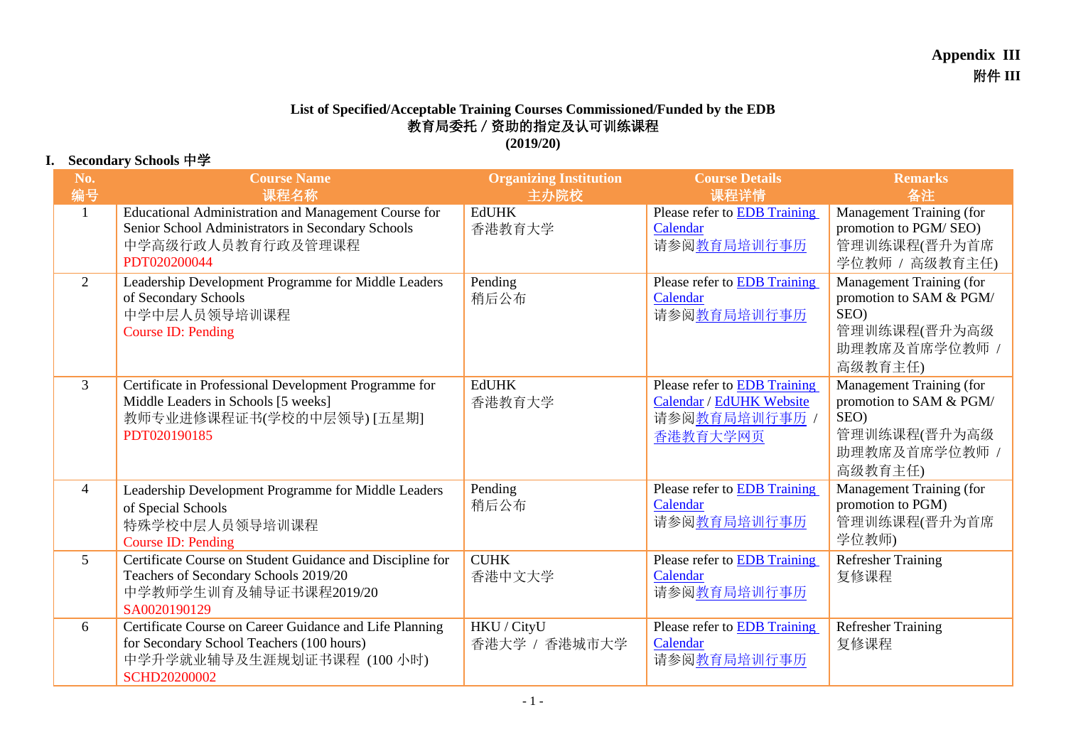**Appendix III**
**附件 III**

# List of Specified/Acceptable Training Courses Commissioned/Funded by the EDB
# 教育局委托 / 资助的指定及认可训练课程
**(2019/20)**

## I. Secondary Schools 中学

| No. 编号 | Course Name 课程名称 | Organizing Institution 主办院校 | Course Details 课程详情 | Remarks 备注 |
|---|---|---|---|---|
| 1 | Educational Administration and Management Course for Senior School Administrators in Secondary Schools<br>中学高级行政人员教育行政及管理课程<br>PDT020200044 | EdUHK<br>香港教育大学 | Please refer to EDB Training Calendar<br>请参阅教育局培训行事历 | Management Training (for promotion to PGM/ SEO)<br>管理训练课程(晋升为首席学位教师 / 高级教育主任) |
| 2 | Leadership Development Programme for Middle Leaders of Secondary Schools<br>中学中层人员领导培训课程<br>Course ID: Pending | Pending<br>稍后公布 | Please refer to EDB Training Calendar<br>请参阅教育局培训行事历 | Management Training (for promotion to SAM & PGM/ SEO)<br>管理训练课程(晋升为高级助理教席及首席学位教师 / 高级教育主任) |
| 3 | Certificate in Professional Development Programme for Middle Leaders in Schools [5 weeks]<br>教师专业进修课程证书(学校的中层领导) [五星期]<br>PDT020190185 | EdUHK<br>香港教育大学 | Please refer to EDB Training Calendar / EdUHK Website<br>请参阅教育局培训行事历 / 香港教育大学网页 | Management Training (for promotion to SAM & PGM/ SEO)<br>管理训练课程(晋升为高级助理教席及首席学位教师 / 高级教育主任) |
| 4 | Leadership Development Programme for Middle Leaders of Special Schools<br>特殊学校中层人员领导培训课程<br>Course ID: Pending | Pending<br>稍后公布 | Please refer to EDB Training Calendar<br>请参阅教育局培训行事历 | Management Training (for promotion to PGM)<br>管理训练课程(晋升为首席学位教师) |
| 5 | Certificate Course on Student Guidance and Discipline for Teachers of Secondary Schools 2019/20<br>中学教师学生训育及辅导证书课程2019/20<br>SA0020190129 | CUHK<br>香港中文大学 | Please refer to EDB Training Calendar<br>请参阅教育局培训行事历 | Refresher Training<br>复修课程 |
| 6 | Certificate Course on Career Guidance and Life Planning for Secondary School Teachers (100 hours)<br>中学升学就业辅导及生涯规划证书课程 (100 小时)<br>SCHD20200002 | HKU / CityU<br>香港大学 / 香港城市大学 | Please refer to EDB Training Calendar<br>请参阅教育局培训行事历 | Refresher Training<br>复修课程 |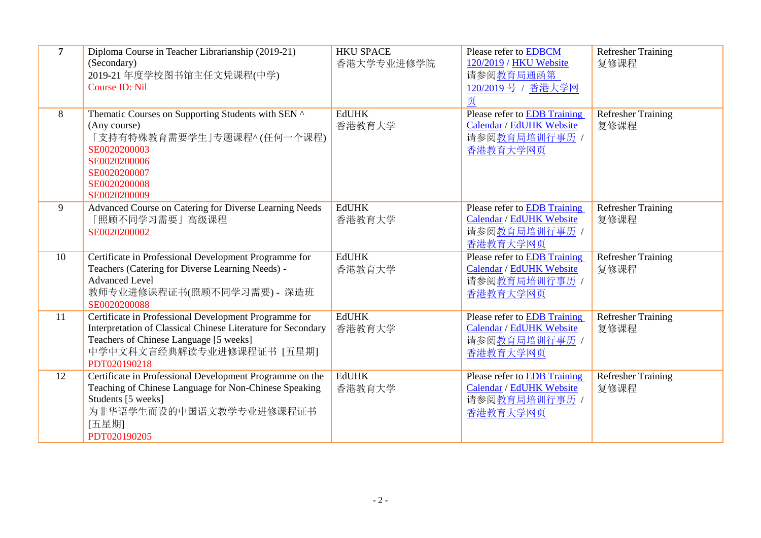| 7 | Diploma Course in Teacher Librarianship (2019-21) (Secondary)<br>2019-21 年度学校图书馆主任文凭课程(中学)<br>Course ID: Nil | HKU SPACE<br>香港大学专业进修学院 | Please refer to EDBCM 120/2019 / HKU Website<br>请参阅教育局通函第 120/2019 号 / 香港大学网页 | Refresher Training<br>复修课程 |
|---|---|---|---|---|
| 8 | Thematic Courses on Supporting Students with SEN ^ (Any course)<br>「支持有特殊教育需要学生」专题课程^ (任何一个课程)<br>SE0020200003<br>SE0020200006<br>SE0020200007<br>SE0020200008<br>SE0020200009 | EdUHK<br>香港教育大学 | Please refer to EDB Training Calendar / EdUHK Website<br>请参阅教育局培训行事历 / 香港教育大学网页 | Refresher Training<br>复修课程 |
| 9 | Advanced Course on Catering for Diverse Learning Needs<br>「照顾不同学习需要」高级课程<br>SE0020200002 | EdUHK<br>香港教育大学 | Please refer to EDB Training Calendar / EdUHK Website<br>请参阅教育局培训行事历 / 香港教育大学网页 | Refresher Training<br>复修课程 |
| 10 | Certificate in Professional Development Programme for Teachers (Catering for Diverse Learning Needs) - Advanced Level<br>教师专业进修课程证书(照顾不同学习需要) - 深造班<br>SE0020200088 | EdUHK<br>香港教育大学 | Please refer to EDB Training Calendar / EdUHK Website<br>请参阅教育局培训行事历 / 香港教育大学网页 | Refresher Training<br>复修课程 |
| 11 | Certificate in Professional Development Programme for Interpretation of Classical Chinese Literature for Secondary Teachers of Chinese Language [5 weeks]<br>中学中文科文言经典解读专业进修课程证书 [五星期]<br>PDT020190218 | EdUHK<br>香港教育大学 | Please refer to EDB Training Calendar / EdUHK Website<br>请参阅教育局培训行事历 / 香港教育大学网页 | Refresher Training<br>复修课程 |
| 12 | Certificate in Professional Development Programme on the Teaching of Chinese Language for Non-Chinese Speaking Students [5 weeks]<br>为非华语学生而设的中国语文教学专业进修课程证书 [五星期]<br>PDT020190205 | EdUHK<br>香港教育大学 | Please refer to EDB Training Calendar / EdUHK Website<br>请参阅教育局培训行事历 / 香港教育大学网页 | Refresher Training<br>复修课程 |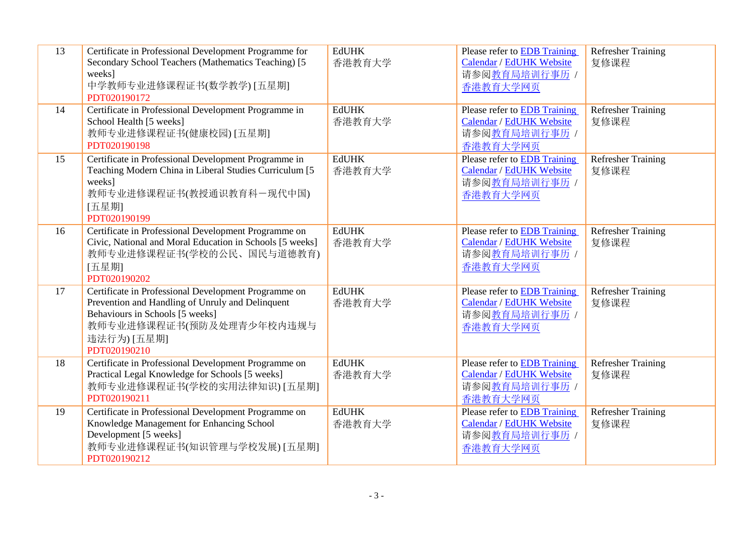| 13 | Certificate in Professional Development Programme for Secondary School Teachers (Mathematics Teaching) [5 weeks]<br>中学教师专业进修课程证书(数学教学) [五星期]<br>PDT020190172 | EdUHK<br>香港教育大学 | Please refer to EDB Training Calendar / EdUHK Website<br>请参阅教育局培训行事历 / 香港教育大学网页 | Refresher Training<br>复修课程 |
|---|---|---|---|---|
| 14 | Certificate in Professional Development Programme in School Health [5 weeks]<br>教师专业进修课程证书(健康校园) [五星期]<br>PDT020190198 | EdUHK<br>香港教育大学 | Please refer to EDB Training Calendar / EdUHK Website<br>请参阅教育局培训行事历 / 香港教育大学网页 | Refresher Training<br>复修课程 |
| 15 | Certificate in Professional Development Programme in Teaching Modern China in Liberal Studies Curriculum [5 weeks]<br>教师专业进修课程证书(教授通识教育科ー现代中国) [五星期]<br>PDT020190199 | EdUHK<br>香港教育大学 | Please refer to EDB Training Calendar / EdUHK Website<br>请参阅教育局培训行事历 / 香港教育大学网页 | Refresher Training<br>复修课程 |
| 16 | Certificate in Professional Development Programme on Civic, National and Moral Education in Schools [5 weeks]<br>教师专业进修课程证书(学校的公民、国民与道德教育) [五星期]<br>PDT020190202 | EdUHK<br>香港教育大学 | Please refer to EDB Training Calendar / EdUHK Website<br>请参阅教育局培训行事历 / 香港教育大学网页 | Refresher Training<br>复修课程 |
| 17 | Certificate in Professional Development Programme on Prevention and Handling of Unruly and Delinquent Behaviours in Schools [5 weeks]<br>教师专业进修课程证书(预防及处理青少年校内违规与违法行为) [五星期]<br>PDT020190210 | EdUHK<br>香港教育大学 | Please refer to EDB Training Calendar / EdUHK Website<br>请参阅教育局培训行事历 / 香港教育大学网页 | Refresher Training<br>复修课程 |
| 18 | Certificate in Professional Development Programme on Practical Legal Knowledge for Schools [5 weeks]<br>教师专业进修课程证书(学校的实用法律知识) [五星期]<br>PDT020190211 | EdUHK<br>香港教育大学 | Please refer to EDB Training Calendar / EdUHK Website<br>请参阅教育局培训行事历 / 香港教育大学网页 | Refresher Training<br>复修课程 |
| 19 | Certificate in Professional Development Programme on Knowledge Management for Enhancing School Development [5 weeks]<br>教师专业进修课程证书(知识管理与学校发展) [五星期]<br>PDT020190212 | EdUHK<br>香港教育大学 | Please refer to EDB Training Calendar / EdUHK Website<br>请参阅教育局培训行事历 / 香港教育大学网页 | Refresher Training<br>复修课程 |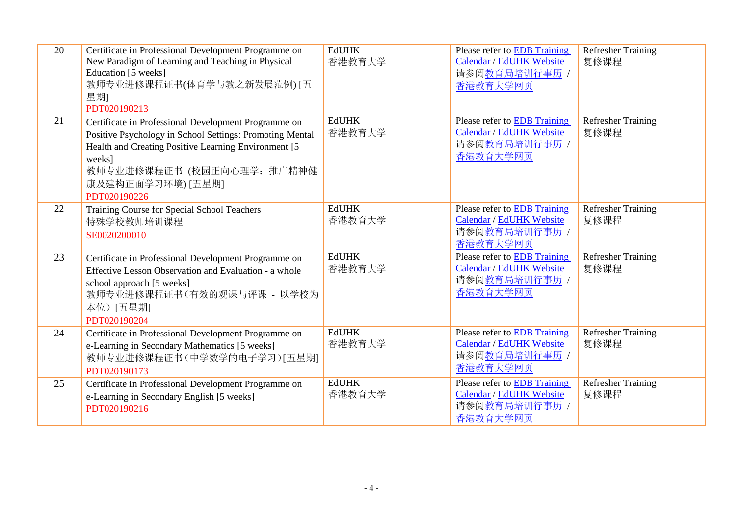| | | | | |
|---|---|---|---|---|
| 20 | Certificate in Professional Development Programme on New Paradigm of Learning and Teaching in Physical Education [5 weeks]<br>教师专业进修课程证书(体育学与教之新发展范例) [五星期]<br>PDT020190213 | EdUHK<br>香港教育大学 | Please refer to EDB Training Calendar / EdUHK Website<br>请参阅教育局培训行事历 / 香港教育大学网页 | Refresher Training<br>复修课程 |
| 21 | Certificate in Professional Development Programme on Positive Psychology in School Settings: Promoting Mental Health and Creating Positive Learning Environment [5 weeks]<br>教师专业进修课程证书 (校园正向心理学：推广精神健康及建构正面学习环境) [五星期]<br>PDT020190226 | EdUHK<br>香港教育大学 | Please refer to EDB Training Calendar / EdUHK Website<br>请参阅教育局培训行事历 / 香港教育大学网页 | Refresher Training<br>复修课程 |
| 22 | Training Course for Special School Teachers<br>特殊学校教师培训课程<br>SE0020200010 | EdUHK<br>香港教育大学 | Please refer to EDB Training Calendar / EdUHK Website<br>请参阅教育局培训行事历 / 香港教育大学网页 | Refresher Training<br>复修课程 |
| 23 | Certificate in Professional Development Programme on Effective Lesson Observation and Evaluation - a whole school approach [5 weeks]<br>教师专业进修课程证书（有效的观课与评课 - 以学校为本位）[五星期]<br>PDT020190204 | EdUHK<br>香港教育大学 | Please refer to EDB Training Calendar / EdUHK Website<br>请参阅教育局培训行事历 / 香港教育大学网页 | Refresher Training<br>复修课程 |
| 24 | Certificate in Professional Development Programme on e-Learning in Secondary Mathematics [5 weeks]<br>教师专业进修课程证书（中学数学的电子学习）[五星期]<br>PDT020190173 | EdUHK<br>香港教育大学 | Please refer to EDB Training Calendar / EdUHK Website<br>请参阅教育局培训行事历 / 香港教育大学网页 | Refresher Training<br>复修课程 |
| 25 | Certificate in Professional Development Programme on e-Learning in Secondary English [5 weeks]<br>PDT020190216 | EdUHK<br>香港教育大学 | Please refer to EDB Training Calendar / EdUHK Website<br>请参阅教育局培训行事历 / 香港教育大学网页 | Refresher Training<br>复修课程 |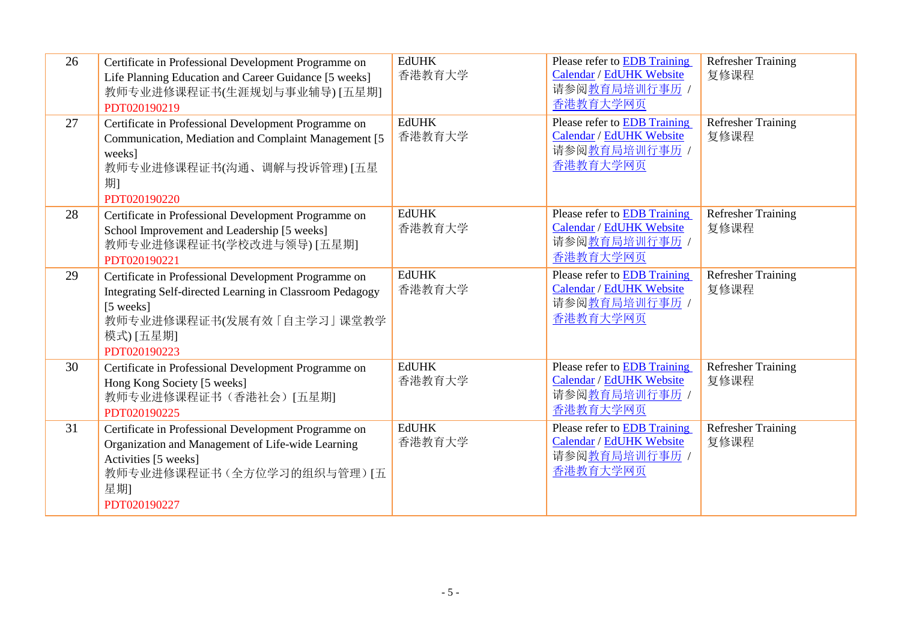| 26 | Certificate in Professional Development Programme on Life Planning Education and Career Guidance [5 weeks]<br>教师专业进修课程证书(生涯规划与事业辅导) [五星期]<br>PDT020190219 | EdUHK<br>香港教育大学 | Please refer to EDB Training Calendar / EdUHK Website<br>请参阅教育局培训行事历 / 香港教育大学网页 | Refresher Training<br>复修课程 |
|---|---|---|---|---|
| 27 | Certificate in Professional Development Programme on Communication, Mediation and Complaint Management [5 weeks]<br>教师专业进修课程证书(沟通、调解与投诉管理) [五星期]<br>PDT020190220 | EdUHK<br>香港教育大学 | Please refer to EDB Training Calendar / EdUHK Website<br>请参阅教育局培训行事历 / 香港教育大学网页 | Refresher Training<br>复修课程 |
| 28 | Certificate in Professional Development Programme on School Improvement and Leadership [5 weeks]<br>教师专业进修课程证书(学校改进与领导) [五星期]<br>PDT020190221 | EdUHK<br>香港教育大学 | Please refer to EDB Training Calendar / EdUHK Website<br>请参阅教育局培训行事历 / 香港教育大学网页 | Refresher Training<br>复修课程 |
| 29 | Certificate in Professional Development Programme on Integrating Self-directed Learning in Classroom Pedagogy [5 weeks]<br>教师专业进修课程证书(发展有效「自主学习」课堂教学模式) [五星期]<br>PDT020190223 | EdUHK<br>香港教育大学 | Please refer to EDB Training Calendar / EdUHK Website<br>请参阅教育局培训行事历 / 香港教育大学网页 | Refresher Training<br>复修课程 |
| 30 | Certificate in Professional Development Programme on Hong Kong Society [5 weeks]<br>教师专业进修课程证书（香港社会）[五星期]<br>PDT020190225 | EdUHK<br>香港教育大学 | Please refer to EDB Training Calendar / EdUHK Website<br>请参阅教育局培训行事历 / 香港教育大学网页 | Refresher Training<br>复修课程 |
| 31 | Certificate in Professional Development Programme on Organization and Management of Life-wide Learning Activities [5 weeks]<br>教师专业进修课程证书（全方位学习的组织与管理）[五星期]<br>PDT020190227 | EdUHK<br>香港教育大学 | Please refer to EDB Training Calendar / EdUHK Website<br>请参阅教育局培训行事历 / 香港教育大学网页 | Refresher Training<br>复修课程 |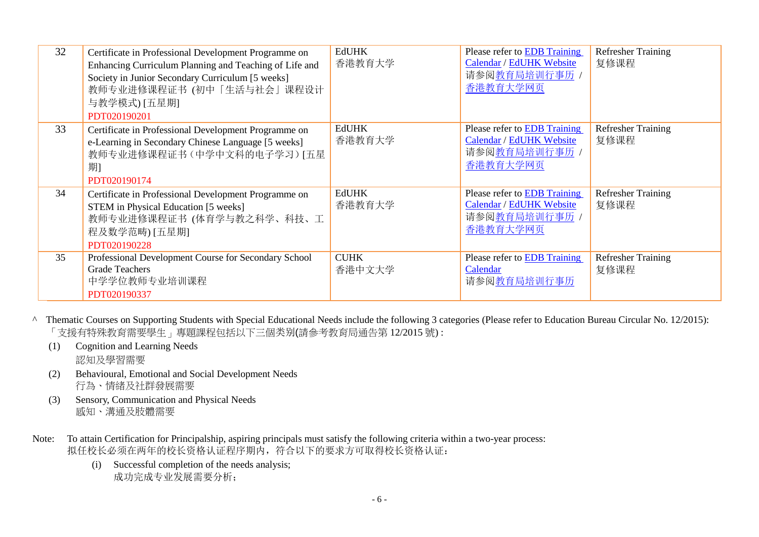| 32 | Certificate in Professional Development Programme on Enhancing Curriculum Planning and Teaching of Life and Society in Junior Secondary Curriculum [5 weeks]<br>教师专业进修课程证书 (初中「生活与社会」课程设计与教学模式) [五星期]<br>PDT020190201 | EdUHK<br>香港教育大学 | Please refer to EDB Training Calendar / EdUHK Website<br>请参阅教育局培训行事历 / 香港教育大学网页 | Refresher Training<br>复修课程 |
|---|---|---|---|---|
| 33 | Certificate in Professional Development Programme on e-Learning in Secondary Chinese Language [5 weeks]<br>教师专业进修课程证书（中学中文科的电子学习）[五星期]<br>PDT020190174 | EdUHK<br>香港教育大学 | Please refer to EDB Training Calendar / EdUHK Website<br>请参阅教育局培训行事历 / 香港教育大学网页 | Refresher Training<br>复修课程 |
| 34 | Certificate in Professional Development Programme on STEM in Physical Education [5 weeks]<br>教师专业进修课程证书 (体育学与教之科学、科技、工程及数学范畴) [五星期]<br>PDT020190228 | EdUHK<br>香港教育大学 | Please refer to EDB Training Calendar / EdUHK Website<br>请参阅教育局培训行事历 / 香港教育大学网页 | Refresher Training<br>复修课程 |
| 35 | Professional Development Course for Secondary School Grade Teachers<br>中学学位教师专业培训课程<br>PDT020190337 | CUHK<br>香港中文大学 | Please refer to EDB Training Calendar<br>请参阅教育局培训行事历 | Refresher Training<br>复修课程 |

^ Thematic Courses on Supporting Students with Special Educational Needs include the following 3 categories (Please refer to Education Bureau Circular No. 12/2015):
「支援有特殊教育需要學生」專題課程包括以下三個类別(請參考教育局通告第 12/2015 號) :

(1) Cognition and Learning Needs
認知及學習需要

(2) Behavioural, Emotional and Social Development Needs
行為、情緒及社群發展需要

(3) Sensory, Communication and Physical Needs
感知、溝通及肢體需要

Note: To attain Certification for Principalship, aspiring principals must satisfy the following criteria within a two-year process:
拟任校长必须在两年的校长资格认证程序期内，符合以下的要求方可取得校长资格认证：

(i) Successful completion of the needs analysis;
成功完成专业发展需要分析；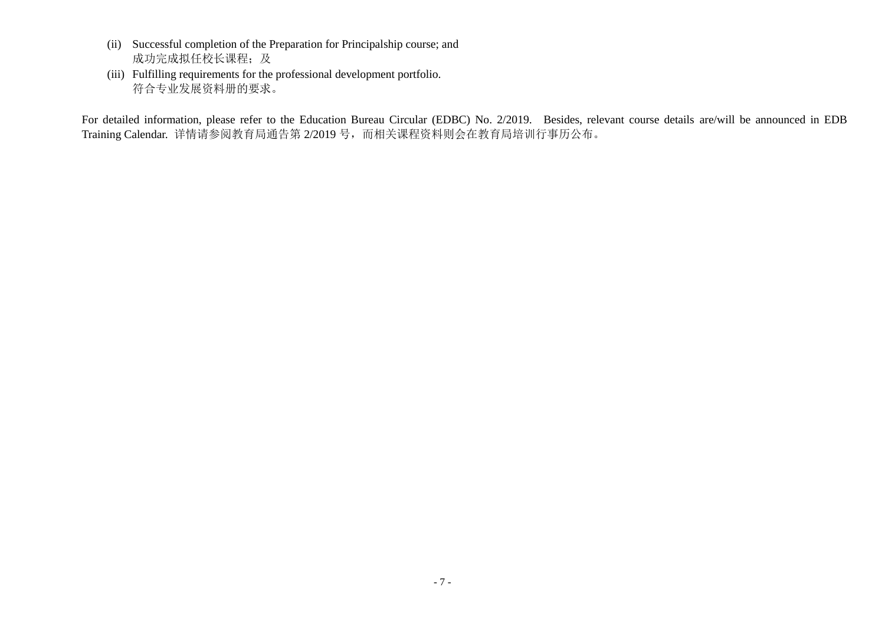(ii) Successful completion of the Preparation for Principalship course; and
成功完成拟任校长课程；及

(iii) Fulfilling requirements for the professional development portfolio.
符合专业发展资料册的要求。

For detailed information, please refer to the Education Bureau Circular (EDBC) No. 2/2019. Besides, relevant course details are/will be announced in EDB Training Calendar. 详情请参阅教育局通告第 2/2019 号，而相关课程资料则会在教育局培训行事历公布。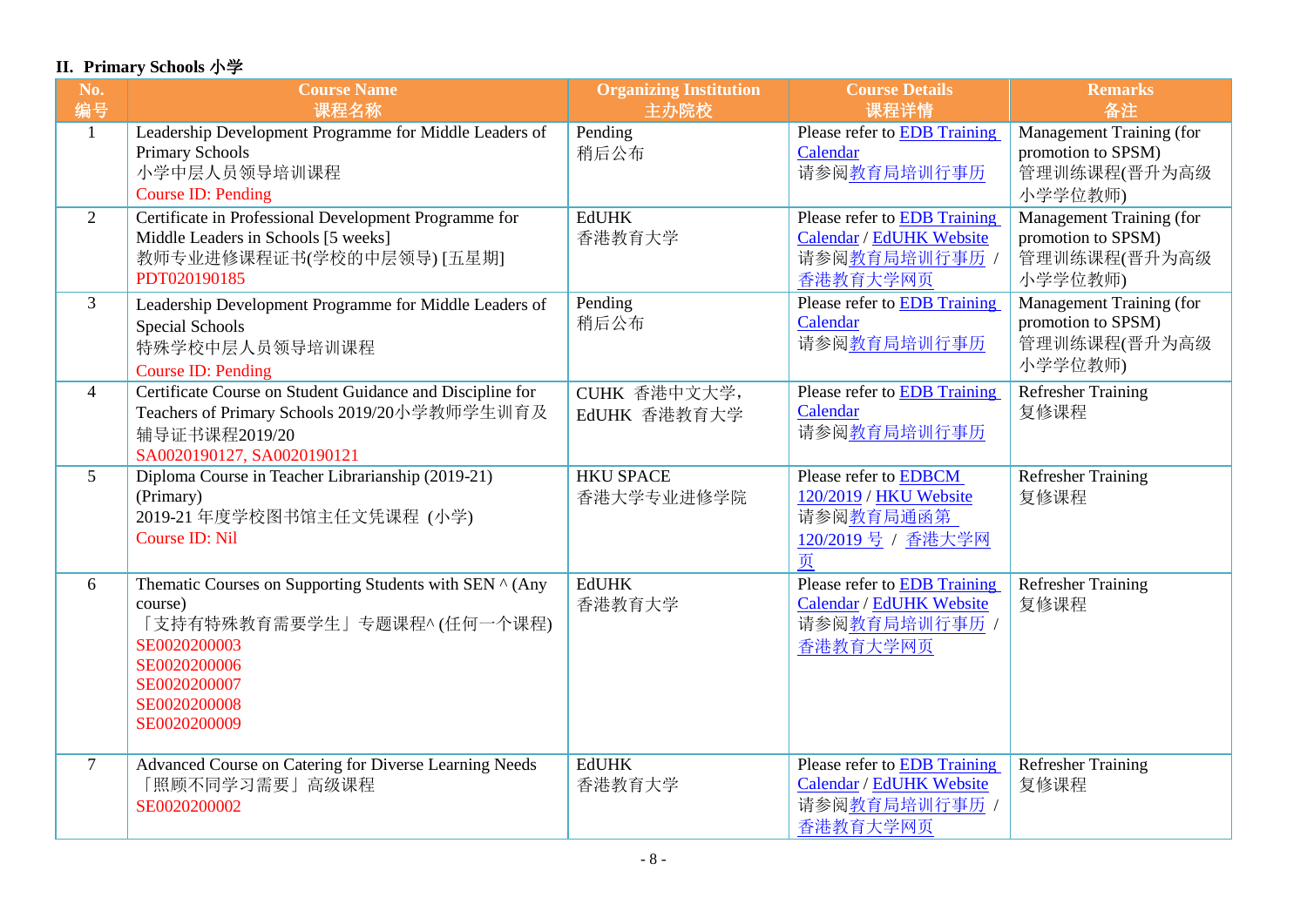## II. Primary Schools 小学

| No. 编号 | Course Name 课程名称 | Organizing Institution 主办院校 | Course Details 课程详情 | Remarks 备注 |
|---|---|---|---|---|
| 1 | Leadership Development Programme for Middle Leaders of Primary Schools<br>小学中层人员领导培训课程<br>Course ID: Pending | Pending<br>稍后公布 | Please refer to EDB Training Calendar<br>请参阅教育局培训行事历 | Management Training (for promotion to SPSM)<br>管理训练课程(晋升为高级小学学位教师) |
| 2 | Certificate in Professional Development Programme for Middle Leaders in Schools [5 weeks]<br>教师专业进修课程证书(学校的中层领导) [五星期]<br>PDT020190185 | EdUHK<br>香港教育大学 | Please refer to EDB Training Calendar / EdUHK Website<br>请参阅教育局培训行事历 / 香港教育大学网页 | Management Training (for promotion to SPSM)<br>管理训练课程(晋升为高级小学学位教师) |
| 3 | Leadership Development Programme for Middle Leaders of Special Schools<br>特殊学校中层人员领导培训课程<br>Course ID: Pending | Pending<br>稍后公布 | Please refer to EDB Training Calendar<br>请参阅教育局培训行事历 | Management Training (for promotion to SPSM)<br>管理训练课程(晋升为高级小学学位教师) |
| 4 | Certificate Course on Student Guidance and Discipline for Teachers of Primary Schools 2019/20小学教师学生训育及辅导证书课程2019/20<br>SA0020190127, SA0020190121 | CUHK 香港中文大学,<br>EdUHK 香港教育大学 | Please refer to EDB Training Calendar<br>请参阅教育局培训行事历 | Refresher Training<br>复修课程 |
| 5 | Diploma Course in Teacher Librarianship (2019-21) (Primary)<br>2019-21 年度学校图书馆主任文凭课程 (小学)<br>Course ID: Nil | HKU SPACE<br>香港大学专业进修学院 | Please refer to EDBCM 120/2019 / HKU Website<br>请参阅教育局通函第 120/2019 号 / 香港大学网页 | Refresher Training<br>复修课程 |
| 6 | Thematic Courses on Supporting Students with SEN ^ (Any course)<br>「支持有特殊教育需要学生」专题课程^ (任何一个课程)<br>SE0020200003<br>SE0020200006<br>SE0020200007<br>SE0020200008<br>SE0020200009 | EdUHK<br>香港教育大学 | Please refer to EDB Training Calendar / EdUHK Website<br>请参阅教育局培训行事历 / 香港教育大学网页 | Refresher Training<br>复修课程 |
| 7 | Advanced Course on Catering for Diverse Learning Needs<br>「照顾不同学习需要」高级课程<br>SE0020200002 | EdUHK<br>香港教育大学 | Please refer to EDB Training Calendar / EdUHK Website<br>请参阅教育局培训行事历 / 香港教育大学网页 | Refresher Training<br>复修课程 |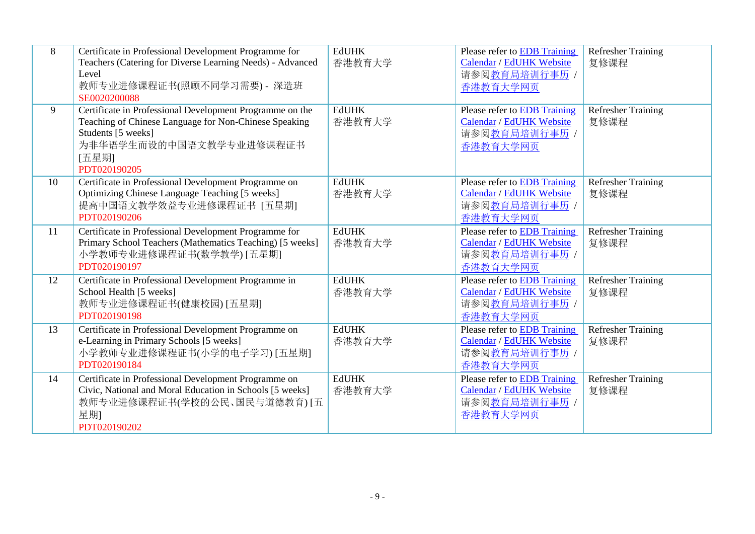| 8 | Certificate in Professional Development Programme for Teachers (Catering for Diverse Learning Needs) - Advanced Level<br>教师专业进修课程证书(照顾不同学习需要) - 深造班<br>SE0020200088 | EdUHK<br>香港教育大学 | Please refer to EDB Training Calendar / EdUHK Website<br>请参阅教育局培训行事历 / 香港教育大学网页 | Refresher Training<br>复修课程 |
|---|---|---|---|---|
| 9 | Certificate in Professional Development Programme on the Teaching of Chinese Language for Non-Chinese Speaking Students [5 weeks]<br>为非华语学生而设的中国语文教学专业进修课程证书 [五星期]<br>PDT020190205 | EdUHK<br>香港教育大学 | Please refer to EDB Training Calendar / EdUHK Website<br>请参阅教育局培训行事历 / 香港教育大学网页 | Refresher Training<br>复修课程 |
| 10 | Certificate in Professional Development Programme on Optimizing Chinese Language Teaching [5 weeks]<br>提高中国语文教学效益专业进修课程证书 [五星期]<br>PDT020190206 | EdUHK<br>香港教育大学 | Please refer to EDB Training Calendar / EdUHK Website<br>请参阅教育局培训行事历 / 香港教育大学网页 | Refresher Training<br>复修课程 |
| 11 | Certificate in Professional Development Programme for Primary School Teachers (Mathematics Teaching) [5 weeks]<br>小学教师专业进修课程证书(数学教学) [五星期]<br>PDT020190197 | EdUHK<br>香港教育大学 | Please refer to EDB Training Calendar / EdUHK Website<br>请参阅教育局培训行事历 / 香港教育大学网页 | Refresher Training<br>复修课程 |
| 12 | Certificate in Professional Development Programme in School Health [5 weeks]<br>教师专业进修课程证书(健康校园) [五星期]<br>PDT020190198 | EdUHK<br>香港教育大学 | Please refer to EDB Training Calendar / EdUHK Website<br>请参阅教育局培训行事历 / 香港教育大学网页 | Refresher Training<br>复修课程 |
| 13 | Certificate in Professional Development Programme on e-Learning in Primary Schools [5 weeks]<br>小学教师专业进修课程证书(小学的电子学习) [五星期]<br>PDT020190184 | EdUHK<br>香港教育大学 | Please refer to EDB Training Calendar / EdUHK Website<br>请参阅教育局培训行事历 / 香港教育大学网页 | Refresher Training<br>复修课程 |
| 14 | Certificate in Professional Development Programme on Civic, National and Moral Education in Schools [5 weeks]<br>教师专业进修课程证书(学校的公民、国民与道德教育) [五星期]<br>PDT020190202 | EdUHK<br>香港教育大学 | Please refer to EDB Training Calendar / EdUHK Website<br>请参阅教育局培训行事历 / 香港教育大学网页 | Refresher Training<br>复修课程 |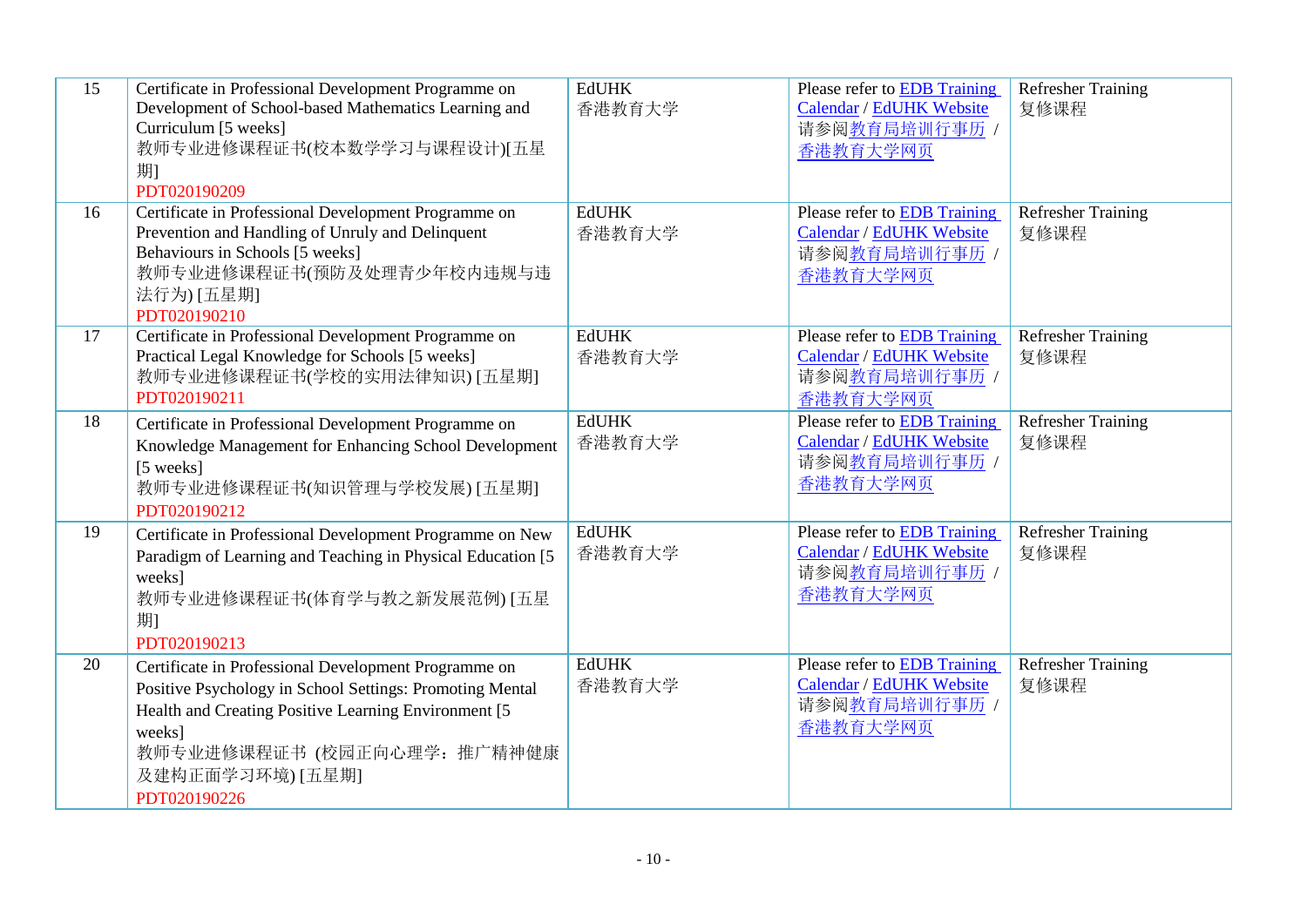| 15 | Certificate in Professional Development Programme on Development of School-based Mathematics Learning and Curriculum [5 weeks]<br>教师专业进修课程证书(校本数学学习与课程设计)[五星期]<br>PDT020190209 | EdUHK<br>香港教育大学 | Please refer to EDB Training Calendar / EdUHK Website<br>请参阅教育局培训行事历 / 香港教育大学网页 | Refresher Training<br>复修课程 |
|---|---|---|---|---|
| 16 | Certificate in Professional Development Programme on Prevention and Handling of Unruly and Delinquent Behaviours in Schools [5 weeks]<br>教师专业进修课程证书(预防及处理青少年校内违规与违法行为) [五星期]<br>PDT020190210 | EdUHK<br>香港教育大学 | Please refer to EDB Training Calendar / EdUHK Website<br>请参阅教育局培训行事历 / 香港教育大学网页 | Refresher Training<br>复修课程 |
| 17 | Certificate in Professional Development Programme on Practical Legal Knowledge for Schools [5 weeks]<br>教师专业进修课程证书(学校的实用法律知识) [五星期]<br>PDT020190211 | EdUHK<br>香港教育大学 | Please refer to EDB Training Calendar / EdUHK Website<br>请参阅教育局培训行事历 / 香港教育大学网页 | Refresher Training<br>复修课程 |
| 18 | Certificate in Professional Development Programme on Knowledge Management for Enhancing School Development [5 weeks]<br>教师专业进修课程证书(知识管理与学校发展) [五星期]<br>PDT020190212 | EdUHK<br>香港教育大学 | Please refer to EDB Training Calendar / EdUHK Website<br>请参阅教育局培训行事历 / 香港教育大学网页 | Refresher Training<br>复修课程 |
| 19 | Certificate in Professional Development Programme on New Paradigm of Learning and Teaching in Physical Education [5 weeks]<br>教师专业进修课程证书(体育学与教之新发展范例) [五星期]<br>PDT020190213 | EdUHK<br>香港教育大学 | Please refer to EDB Training Calendar / EdUHK Website<br>请参阅教育局培训行事历 / 香港教育大学网页 | Refresher Training<br>复修课程 |
| 20 | Certificate in Professional Development Programme on Positive Psychology in School Settings: Promoting Mental Health and Creating Positive Learning Environment [5 weeks]<br>教师专业进修课程证书 (校园正向心理学：推广精神健康及建构正面学习环境) [五星期]<br>PDT020190226 | EdUHK<br>香港教育大学 | Please refer to EDB Training Calendar / EdUHK Website<br>请参阅教育局培训行事历 / 香港教育大学网页 | Refresher Training<br>复修课程 |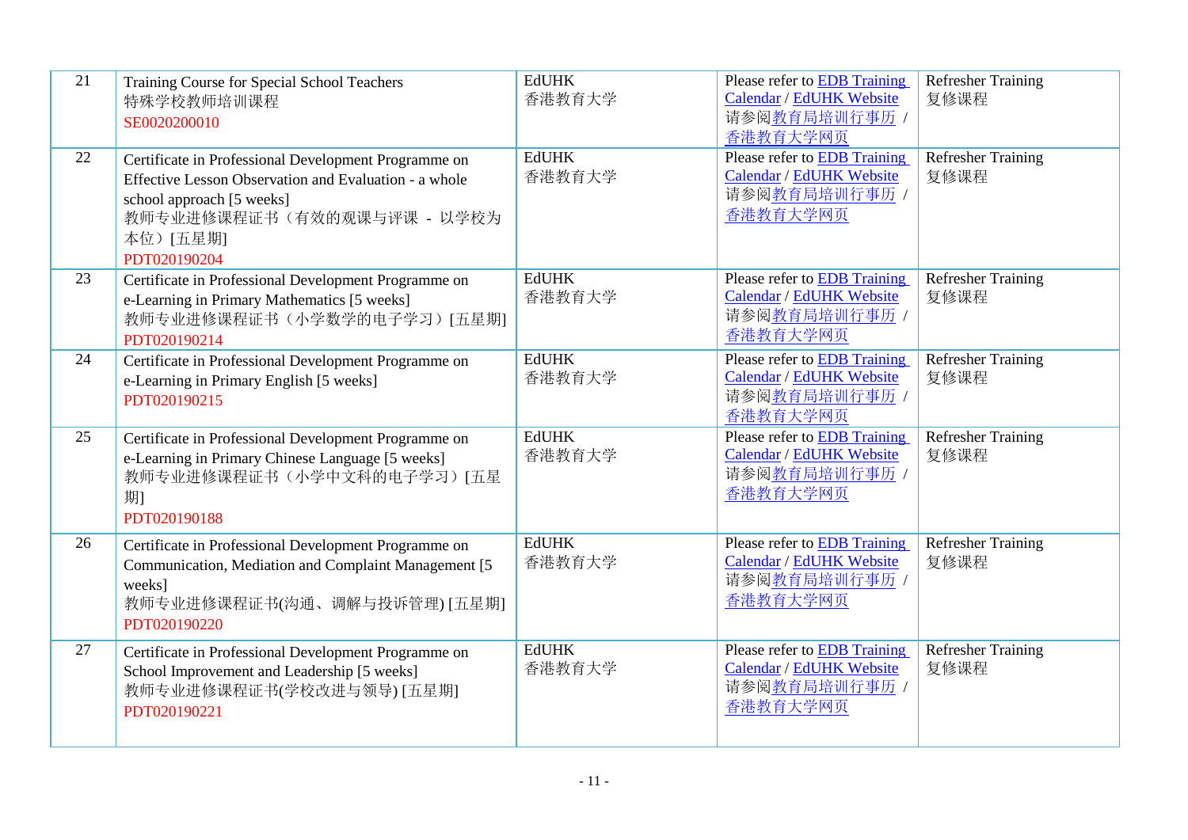| 21 | Training Course for Special School Teachers<br>特殊学校教师培训课程<br>SE0020200010 | EdUHK<br>香港教育大学 | Please refer to EDB Training Calendar / EdUHK Website<br>请参阅教育局培训行事历 / 香港教育大学网页 | Refresher Training<br>复修课程 |
|---|---|---|---|---|
| 22 | Certificate in Professional Development Programme on Effective Lesson Observation and Evaluation - a whole school approach [5 weeks]<br>教师专业进修课程证书（有效的观课与评课 - 以学校为本位）[五星期]<br>PDT020190204 | EdUHK<br>香港教育大学 | Please refer to EDB Training Calendar / EdUHK Website<br>请参阅教育局培训行事历 / 香港教育大学网页 | Refresher Training<br>复修课程 |
| 23 | Certificate in Professional Development Programme on e-Learning in Primary Mathematics [5 weeks]<br>教师专业进修课程证书（小学数学的电子学习）[五星期]<br>PDT020190214 | EdUHK<br>香港教育大学 | Please refer to EDB Training Calendar / EdUHK Website<br>请参阅教育局培训行事历 / 香港教育大学网页 | Refresher Training<br>复修课程 |
| 24 | Certificate in Professional Development Programme on e-Learning in Primary English [5 weeks]<br>PDT020190215 | EdUHK<br>香港教育大学 | Please refer to EDB Training Calendar / EdUHK Website<br>请参阅教育局培训行事历 / 香港教育大学网页 | Refresher Training<br>复修课程 |
| 25 | Certificate in Professional Development Programme on e-Learning in Primary Chinese Language [5 weeks]<br>教师专业进修课程证书（小学中文科的电子学习）[五星期]<br>PDT020190188 | EdUHK<br>香港教育大学 | Please refer to EDB Training Calendar / EdUHK Website<br>请参阅教育局培训行事历 / 香港教育大学网页 | Refresher Training<br>复修课程 |
| 26 | Certificate in Professional Development Programme on Communication, Mediation and Complaint Management [5 weeks]<br>教师专业进修课程证书(沟通、调解与投诉管理) [五星期]<br>PDT020190220 | EdUHK<br>香港教育大学 | Please refer to EDB Training Calendar / EdUHK Website<br>请参阅教育局培训行事历 / 香港教育大学网页 | Refresher Training<br>复修课程 |
| 27 | Certificate in Professional Development Programme on School Improvement and Leadership [5 weeks]<br>教师专业进修课程证书(学校改进与领导) [五星期]<br>PDT020190221 | EdUHK<br>香港教育大学 | Please refer to EDB Training Calendar / EdUHK Website<br>请参阅教育局培训行事历 / 香港教育大学网页 | Refresher Training<br>复修课程 |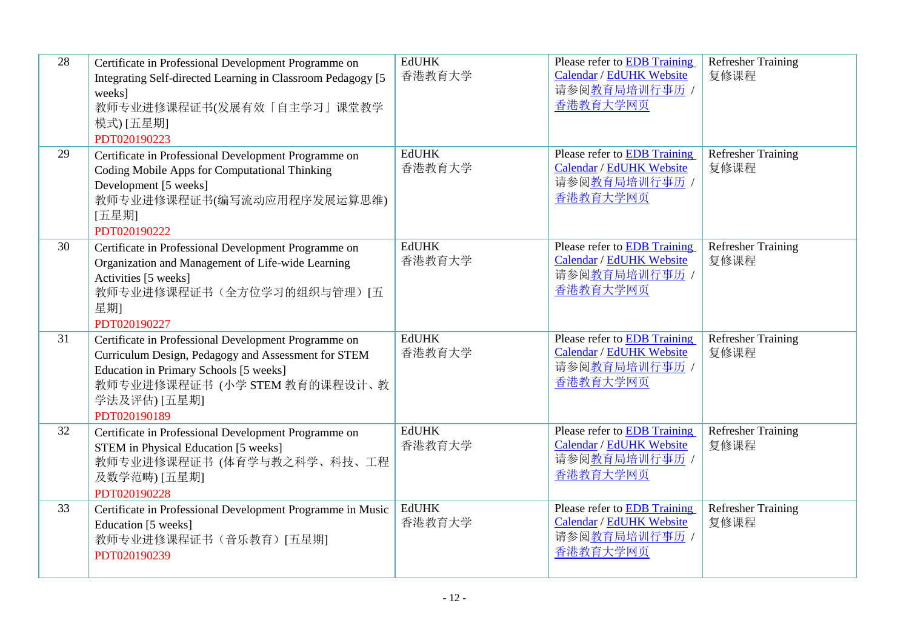| 28 | Certificate in Professional Development Programme on Integrating Self-directed Learning in Classroom Pedagogy [5 weeks]<br>教师专业进修课程证书(发展有效「自主学习」课堂教学模式) [五星期]<br>PDT020190223 | EdUHK<br>香港教育大学 | Please refer to EDB Training Calendar / EdUHK Website<br>请参阅教育局培训行事历 / 香港教育大学网页 | Refresher Training<br>复修课程 |
|---|---|---|---|---|
| 29 | Certificate in Professional Development Programme on Coding Mobile Apps for Computational Thinking Development [5 weeks]<br>教师专业进修课程证书(编写流动应用程序发展运算思维) [五星期]<br>PDT020190222 | EdUHK<br>香港教育大学 | Please refer to EDB Training Calendar / EdUHK Website<br>请参阅教育局培训行事历 / 香港教育大学网页 | Refresher Training<br>复修课程 |
| 30 | Certificate in Professional Development Programme on Organization and Management of Life-wide Learning Activities [5 weeks]<br>教师专业进修课程证书（全方位学习的组织与管理）[五星期]<br>PDT020190227 | EdUHK<br>香港教育大学 | Please refer to EDB Training Calendar / EdUHK Website<br>请参阅教育局培训行事历 / 香港教育大学网页 | Refresher Training<br>复修课程 |
| 31 | Certificate in Professional Development Programme on Curriculum Design, Pedagogy and Assessment for STEM Education in Primary Schools [5 weeks]<br>教师专业进修课程证书 (小学 STEM 教育的课程设计、教学法及评估) [五星期]<br>PDT020190189 | EdUHK<br>香港教育大学 | Please refer to EDB Training Calendar / EdUHK Website<br>请参阅教育局培训行事历 / 香港教育大学网页 | Refresher Training<br>复修课程 |
| 32 | Certificate in Professional Development Programme on STEM in Physical Education [5 weeks]<br>教师专业进修课程证书 (体育学与教之科学、科技、工程及数学范畴) [五星期]<br>PDT020190228 | EdUHK<br>香港教育大学 | Please refer to EDB Training Calendar / EdUHK Website<br>请参阅教育局培训行事历 / 香港教育大学网页 | Refresher Training<br>复修课程 |
| 33 | Certificate in Professional Development Programme in Music Education [5 weeks]<br>教师专业进修课程证书（音乐教育）[五星期]<br>PDT020190239 | EdUHK<br>香港教育大学 | Please refer to EDB Training Calendar / EdUHK Website<br>请参阅教育局培训行事历 / 香港教育大学网页 | Refresher Training<br>复修课程 |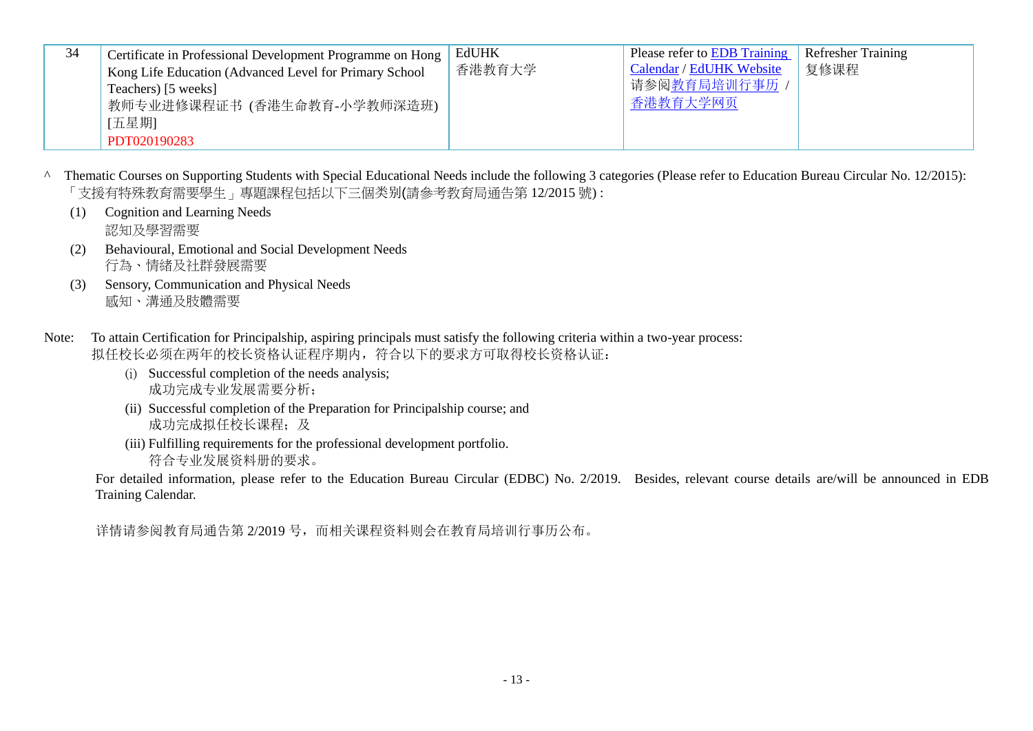| | | | | |
|---|---|---|---|---|
| 34 | Certificate in Professional Development Programme on Hong Kong Life Education (Advanced Level for Primary School Teachers) [5 weeks]<br>教师专业进修课程证书 (香港生命教育-小学教师深造班) [五星期]<br>PDT020190283 | EdUHK<br>香港教育大学 | Please refer to EDB Training Calendar / EdUHK Website<br>请参阅教育局培训行事历 / 香港教育大学网页 | Refresher Training<br>复修课程 |

^ Thematic Courses on Supporting Students with Special Educational Needs include the following 3 categories (Please refer to Education Bureau Circular No. 12/2015):
「支援有特殊教育需要學生」專題課程包括以下三個類別(請參考教育局通告第 12/2015 號) :

(1) Cognition and Learning Needs
認知及學習需要

(2) Behavioural, Emotional and Social Development Needs
行為、情緒及社群發展需要

(3) Sensory, Communication and Physical Needs
感知、溝通及肢體需要

Note: To attain Certification for Principalship, aspiring principals must satisfy the following criteria within a two-year process:
拟任校长必须在两年的校长资格认证程序期内，符合以下的要求方可取得校长资格认证：

(i) Successful completion of the needs analysis;
成功完成专业发展需要分析；

(ii) Successful completion of the Preparation for Principalship course; and
成功完成拟任校长课程；及

(iii) Fulfilling requirements for the professional development portfolio.
符合专业发展资料册的要求。

For detailed information, please refer to the Education Bureau Circular (EDBC) No. 2/2019. Besides, relevant course details are/will be announced in EDB Training Calendar.

详情请参阅教育局通告第 2/2019 号，而相关课程资料则会在教育局培训行事历公布。